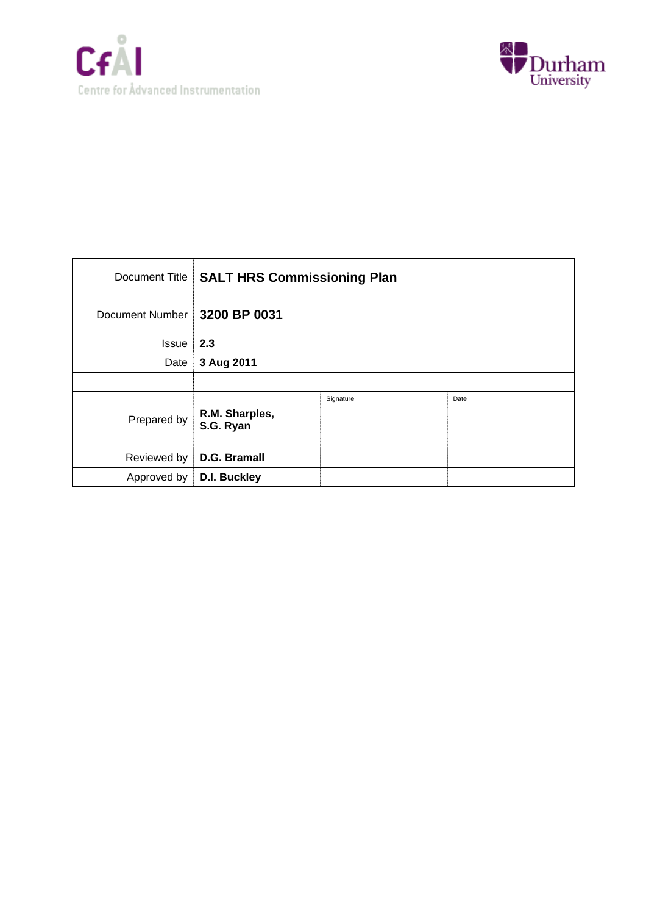CfAI
Centre for Advanced Instrumentation

Durham University

| Document Title | SALT HRS Commissioning Plan | | |
|---|---|---|---|
| Document Number | **3200 BP 0031** | | |
| Issue | **2.3** | | |
| Date | **3 Aug 2011** | | |
| | | | |
| Prepared by | **R.M. Sharples, S.G. Ryan** | Signature | Date |
| Reviewed by | **D.G. Bramall** | | |
| Approved by | **D.I. Buckley** | | |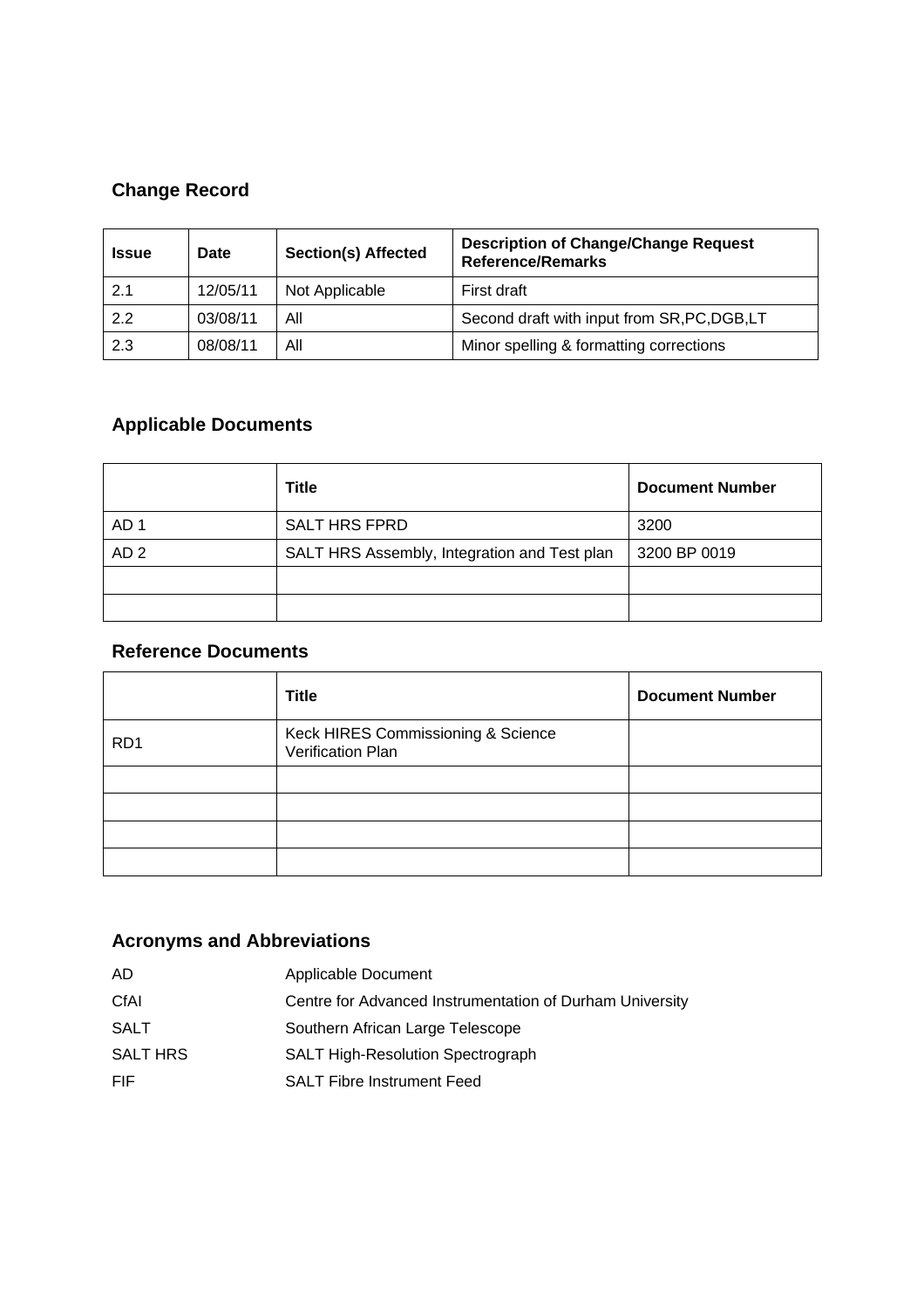## Change Record

| Issue | Date | Section(s) Affected | Description of Change/Change Request Reference/Remarks |
|---|---|---|---|
| 2.1 | 12/05/11 | Not Applicable | First draft |
| 2.2 | 03/08/11 | All | Second draft with input from SR,PC,DGB,LT |
| 2.3 | 08/08/11 | All | Minor spelling & formatting corrections |

## Applicable Documents

| | Title | Document Number |
|---|---|---|
| AD 1 | SALT HRS FPRD | 3200 |
| AD 2 | SALT HRS Assembly, Integration and Test plan | 3200 BP 0019 |
| | | |
| | | |

## Reference Documents

| | Title | Document Number |
|---|---|---|
| RD1 | Keck HIRES Commissioning & Science Verification Plan | |
| | | |
| | | |
| | | |
| | | |

## Acronyms and Abbreviations

| | |
|---|---|
| AD | Applicable Document |
| CfAI | Centre for Advanced Instrumentation of Durham University |
| SALT | Southern African Large Telescope |
| SALT HRS | SALT High-Resolution Spectrograph |
| FIF | SALT Fibre Instrument Feed |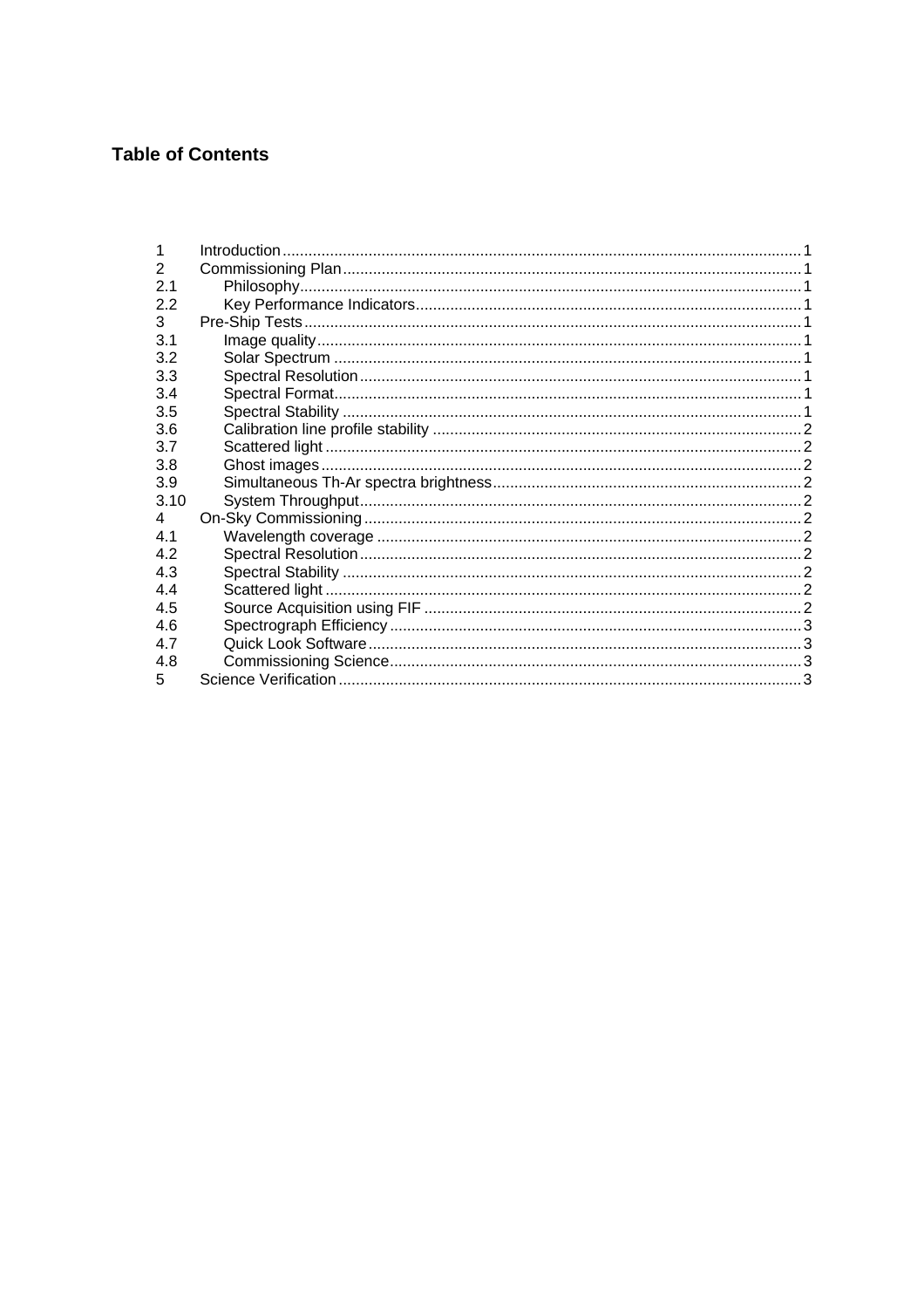**Table of Contents**

| | | |
|---|---|---|
| 1 | Introduction | 1 |
| 2 | Commissioning Plan | 1 |
| 2.1 | Philosophy | 1 |
| 2.2 | Key Performance Indicators | 1 |
| 3 | Pre-Ship Tests | 1 |
| 3.1 | Image quality | 1 |
| 3.2 | Solar Spectrum | 1 |
| 3.3 | Spectral Resolution | 1 |
| 3.4 | Spectral Format | 1 |
| 3.5 | Spectral Stability | 1 |
| 3.6 | Calibration line profile stability | 2 |
| 3.7 | Scattered light | 2 |
| 3.8 | Ghost images | 2 |
| 3.9 | Simultaneous Th-Ar spectra brightness | 2 |
| 3.10 | System Throughput | 2 |
| 4 | On-Sky Commissioning | 2 |
| 4.1 | Wavelength coverage | 2 |
| 4.2 | Spectral Resolution | 2 |
| 4.3 | Spectral Stability | 2 |
| 4.4 | Scattered light | 2 |
| 4.5 | Source Acquisition using FIF | 2 |
| 4.6 | Spectrograph Efficiency | 3 |
| 4.7 | Quick Look Software | 3 |
| 4.8 | Commissioning Science | 3 |
| 5 | Science Verification | 3 |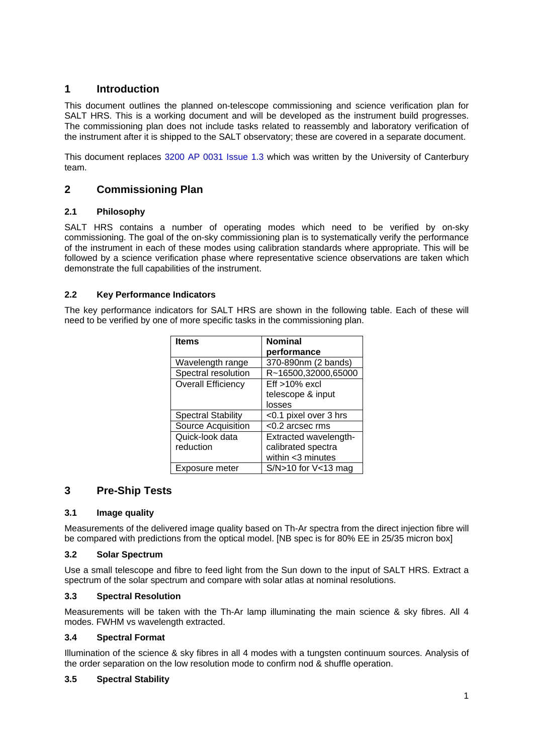# 1 Introduction

This document outlines the planned on-telescope commissioning and science verification plan for SALT HRS. This is a working document and will be developed as the instrument build progresses. The commissioning plan does not include tasks related to reassembly and laboratory verification of the instrument after it is shipped to the SALT observatory; these are covered in a separate document.

This document replaces 3200 AP 0031 Issue 1.3 which was written by the University of Canterbury team.

# 2 Commissioning Plan

## 2.1 Philosophy

SALT HRS contains a number of operating modes which need to be verified by on-sky commissioning. The goal of the on-sky commissioning plan is to systematically verify the performance of the instrument in each of these modes using calibration standards where appropriate. This will be followed by a science verification phase where representative science observations are taken which demonstrate the full capabilities of the instrument.

## 2.2 Key Performance Indicators

The key performance indicators for SALT HRS are shown in the following table. Each of these will need to be verified by one of more specific tasks in the commissioning plan.

| Items | Nominal performance |
|---|---|
| Wavelength range | 370-890nm (2 bands) |
| Spectral resolution | R~16500,32000,65000 |
| Overall Efficiency | Eff >10% excl telescope & input losses |
| Spectral Stability | <0.1 pixel over 3 hrs |
| Source Acquisition | <0.2 arcsec rms |
| Quick-look data reduction | Extracted wavelength-calibrated spectra within <3 minutes |
| Exposure meter | S/N>10 for V<13 mag |

# 3 Pre-Ship Tests

## 3.1 Image quality

Measurements of the delivered image quality based on Th-Ar spectra from the direct injection fibre will be compared with predictions from the optical model. [NB spec is for 80% EE in 25/35 micron box]

## 3.2 Solar Spectrum

Use a small telescope and fibre to feed light from the Sun down to the input of SALT HRS. Extract a spectrum of the solar spectrum and compare with solar atlas at nominal resolutions.

## 3.3 Spectral Resolution

Measurements will be taken with the Th-Ar lamp illuminating the main science & sky fibres. All 4 modes. FWHM vs wavelength extracted.

## 3.4 Spectral Format

Illumination of the science & sky fibres in all 4 modes with a tungsten continuum sources. Analysis of the order separation on the low resolution mode to confirm nod & shuffle operation.

## 3.5 Spectral Stability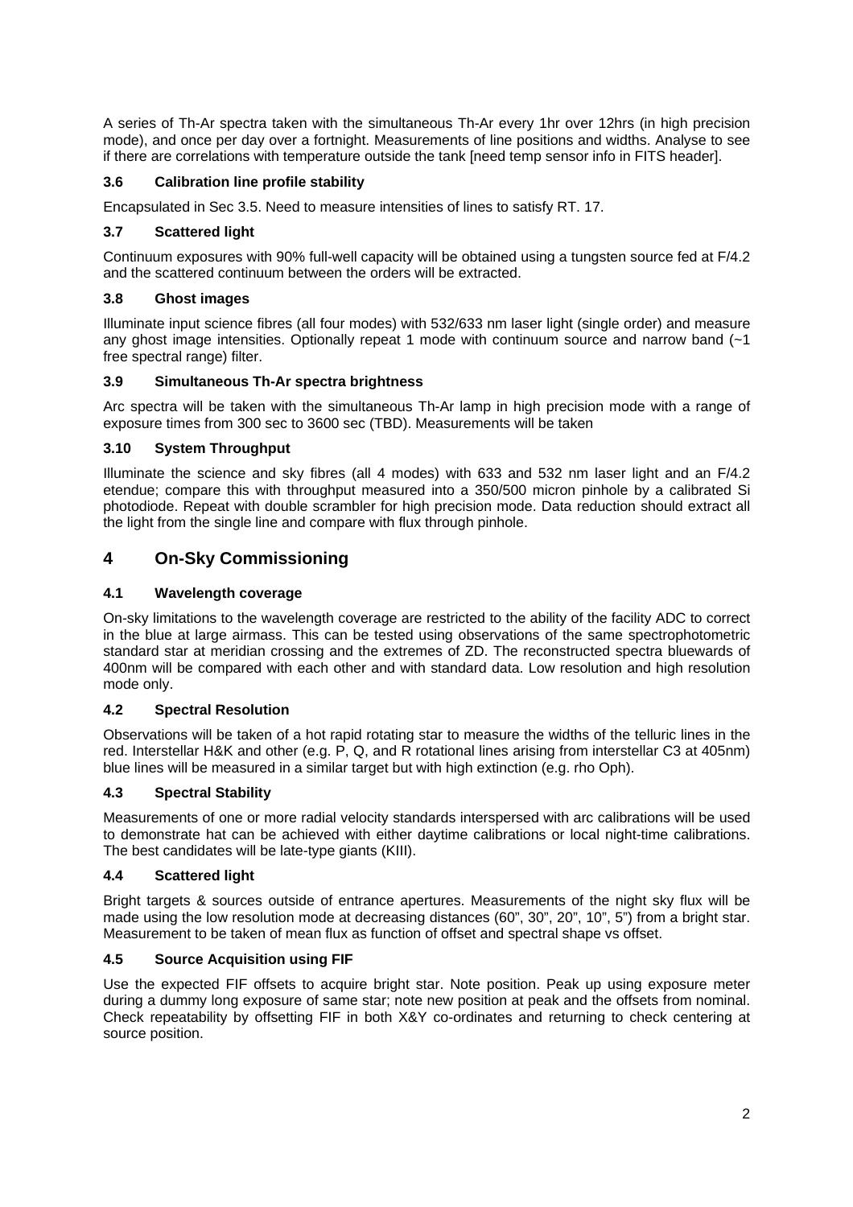A series of Th-Ar spectra taken with the simultaneous Th-Ar every 1hr over 12hrs (in high precision mode), and once per day over a fortnight. Measurements of line positions and widths. Analyse to see if there are correlations with temperature outside the tank [need temp sensor info in FITS header].

### 3.6 Calibration line profile stability

Encapsulated in Sec 3.5. Need to measure intensities of lines to satisfy RT. 17.

### 3.7 Scattered light

Continuum exposures with 90% full-well capacity will be obtained using a tungsten source fed at F/4.2 and the scattered continuum between the orders will be extracted.

### 3.8 Ghost images

Illuminate input science fibres (all four modes) with 532/633 nm laser light (single order) and measure any ghost image intensities. Optionally repeat 1 mode with continuum source and narrow band (~1 free spectral range) filter.

### 3.9 Simultaneous Th-Ar spectra brightness

Arc spectra will be taken with the simultaneous Th-Ar lamp in high precision mode with a range of exposure times from 300 sec to 3600 sec (TBD). Measurements will be taken

### 3.10 System Throughput

Illuminate the science and sky fibres (all 4 modes) with 633 and 532 nm laser light and an F/4.2 etendue; compare this with throughput measured into a 350/500 micron pinhole by a calibrated Si photodiode. Repeat with double scrambler for high precision mode. Data reduction should extract all the light from the single line and compare with flux through pinhole.

## 4 On-Sky Commissioning

### 4.1 Wavelength coverage

On-sky limitations to the wavelength coverage are restricted to the ability of the facility ADC to correct in the blue at large airmass. This can be tested using observations of the same spectrophotometric standard star at meridian crossing and the extremes of ZD. The reconstructed spectra bluewards of 400nm will be compared with each other and with standard data. Low resolution and high resolution mode only.

### 4.2 Spectral Resolution

Observations will be taken of a hot rapid rotating star to measure the widths of the telluric lines in the red. Interstellar H&K and other (e.g. P, Q, and R rotational lines arising from interstellar C3 at 405nm) blue lines will be measured in a similar target but with high extinction (e.g. rho Oph).

### 4.3 Spectral Stability

Measurements of one or more radial velocity standards interspersed with arc calibrations will be used to demonstrate hat can be achieved with either daytime calibrations or local night-time calibrations. The best candidates will be late-type giants (KIII).

### 4.4 Scattered light

Bright targets & sources outside of entrance apertures. Measurements of the night sky flux will be made using the low resolution mode at decreasing distances (60", 30", 20", 10", 5") from a bright star. Measurement to be taken of mean flux as function of offset and spectral shape vs offset.

### 4.5 Source Acquisition using FIF

Use the expected FIF offsets to acquire bright star. Note position. Peak up using exposure meter during a dummy long exposure of same star; note new position at peak and the offsets from nominal. Check repeatability by offsetting FIF in both X&Y co-ordinates and returning to check centering at source position.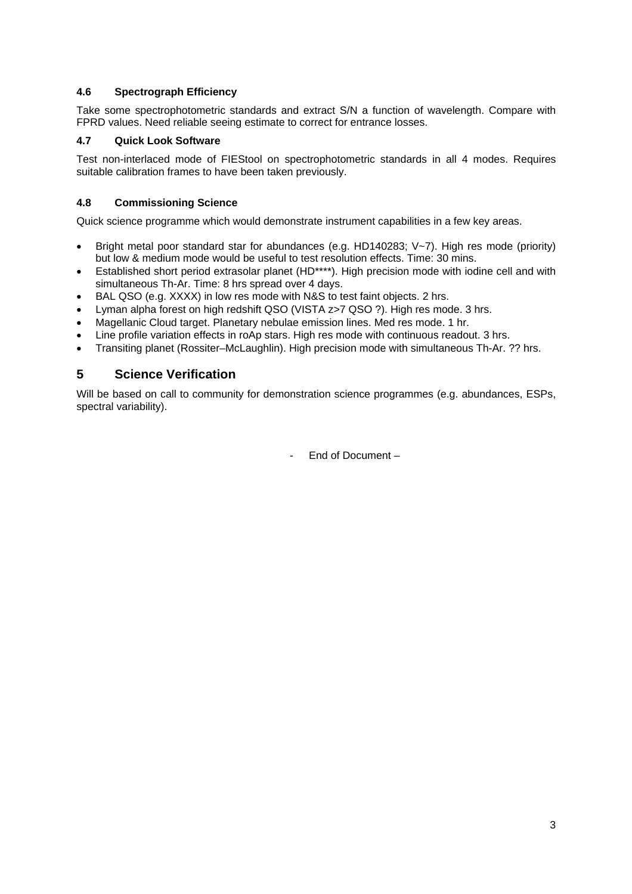### 4.6 Spectrograph Efficiency

Take some spectrophotometric standards and extract S/N a function of wavelength. Compare with FPRD values. Need reliable seeing estimate to correct for entrance losses.

### 4.7 Quick Look Software

Test non-interlaced mode of FIEStool on spectrophotometric standards in all 4 modes. Requires suitable calibration frames to have been taken previously.

### 4.8 Commissioning Science

Quick science programme which would demonstrate instrument capabilities in a few key areas.

- Bright metal poor standard star for abundances (e.g. HD140283; V~7). High res mode (priority) but low & medium mode would be useful to test resolution effects. Time: 30 mins.
- Established short period extrasolar planet (HD****). High precision mode with iodine cell and with simultaneous Th-Ar. Time: 8 hrs spread over 4 days.
- BAL QSO (e.g. XXXX) in low res mode with N&S to test faint objects. 2 hrs.
- Lyman alpha forest on high redshift QSO (VISTA z>7 QSO ?). High res mode. 3 hrs.
- Magellanic Cloud target. Planetary nebulae emission lines. Med res mode. 1 hr.
- Line profile variation effects in roAp stars. High res mode with continuous readout. 3 hrs.
- Transiting planet (Rossiter–McLaughlin). High precision mode with simultaneous Th-Ar. ?? hrs.

## 5 Science Verification

Will be based on call to community for demonstration science programmes (e.g. abundances, ESPs, spectral variability).

- End of Document –